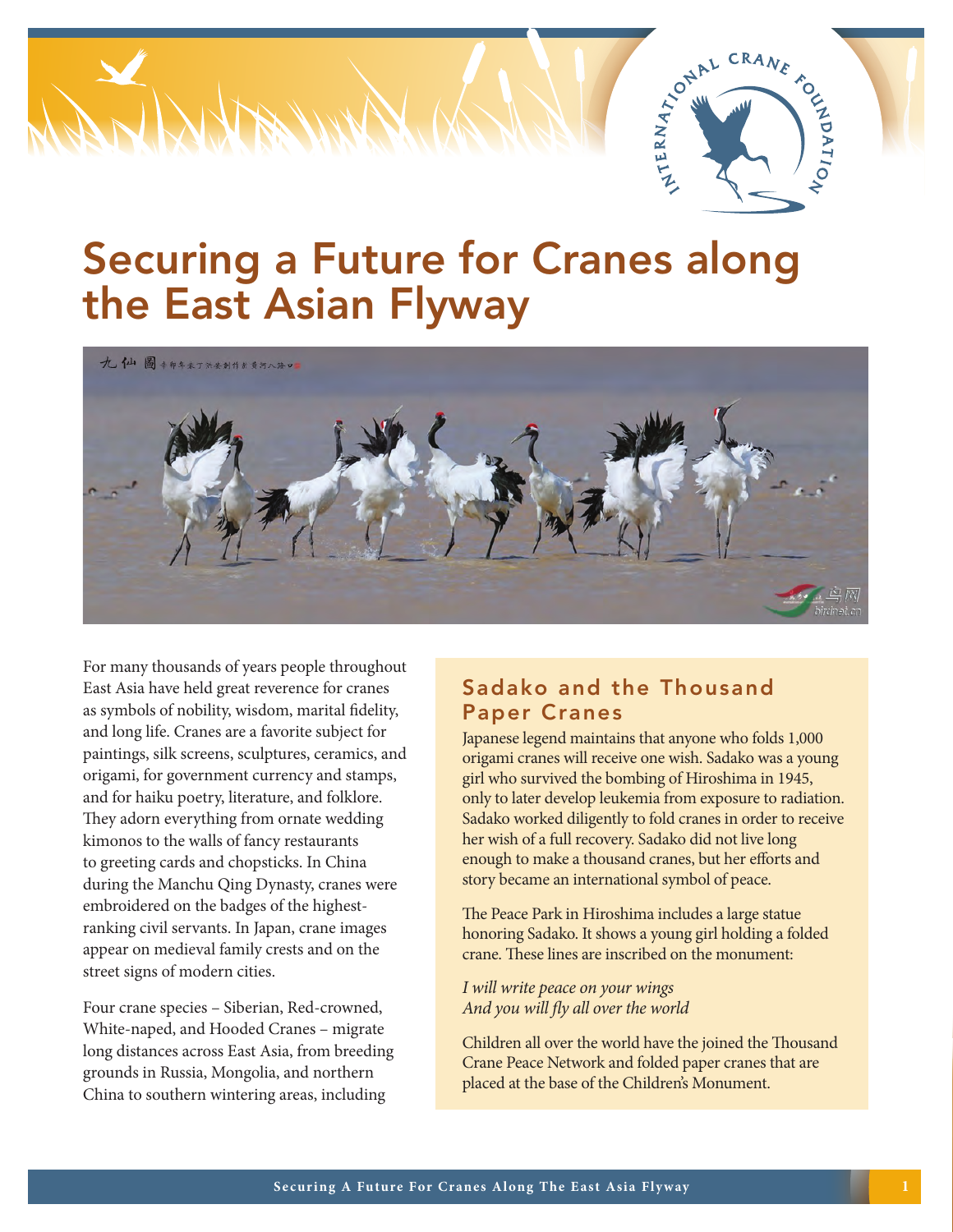# Securing a Future for Cranes along the East Asian Flyway

For many thousands of years people throughout East Asia have held great reverence for cranes as symbols of nobility, wisdom, marital fidelity, and long life. Cranes are a favorite subject for paintings, silk screens, sculptures, ceramics, and origami, for government currency and stamps, and for haiku poetry, literature, and folklore. They adorn everything from ornate wedding kimonos to the walls of fancy restaurants to greeting cards and chopsticks. In China during the Manchu Qing Dynasty, cranes were embroidered on the badges of the highest-ranking civil servants. In Japan, crane images appear on medieval family crests and on the street signs of modern cities.

Four crane species – Siberian, Red-crowned, White-naped, and Hooded Cranes – migrate long distances across East Asia, from breeding grounds in Russia, Mongolia, and northern China to southern wintering areas, including

## Sadako and the Thousand Paper Cranes

Japanese legend maintains that anyone who folds 1,000 origami cranes will receive one wish. Sadako was a young girl who survived the bombing of Hiroshima in 1945, only to later develop leukemia from exposure to radiation. Sadako worked diligently to fold cranes in order to receive her wish of a full recovery. Sadako did not live long enough to make a thousand cranes, but her efforts and story became an international symbol of peace.

The Peace Park in Hiroshima includes a large statue honoring Sadako. It shows a young girl holding a folded crane. These lines are inscribed on the monument:

*I will write peace on your wings*
*And you will fly all over the world*

Children all over the world have the joined the Thousand Crane Peace Network and folded paper cranes that are placed at the base of the Children's Monument.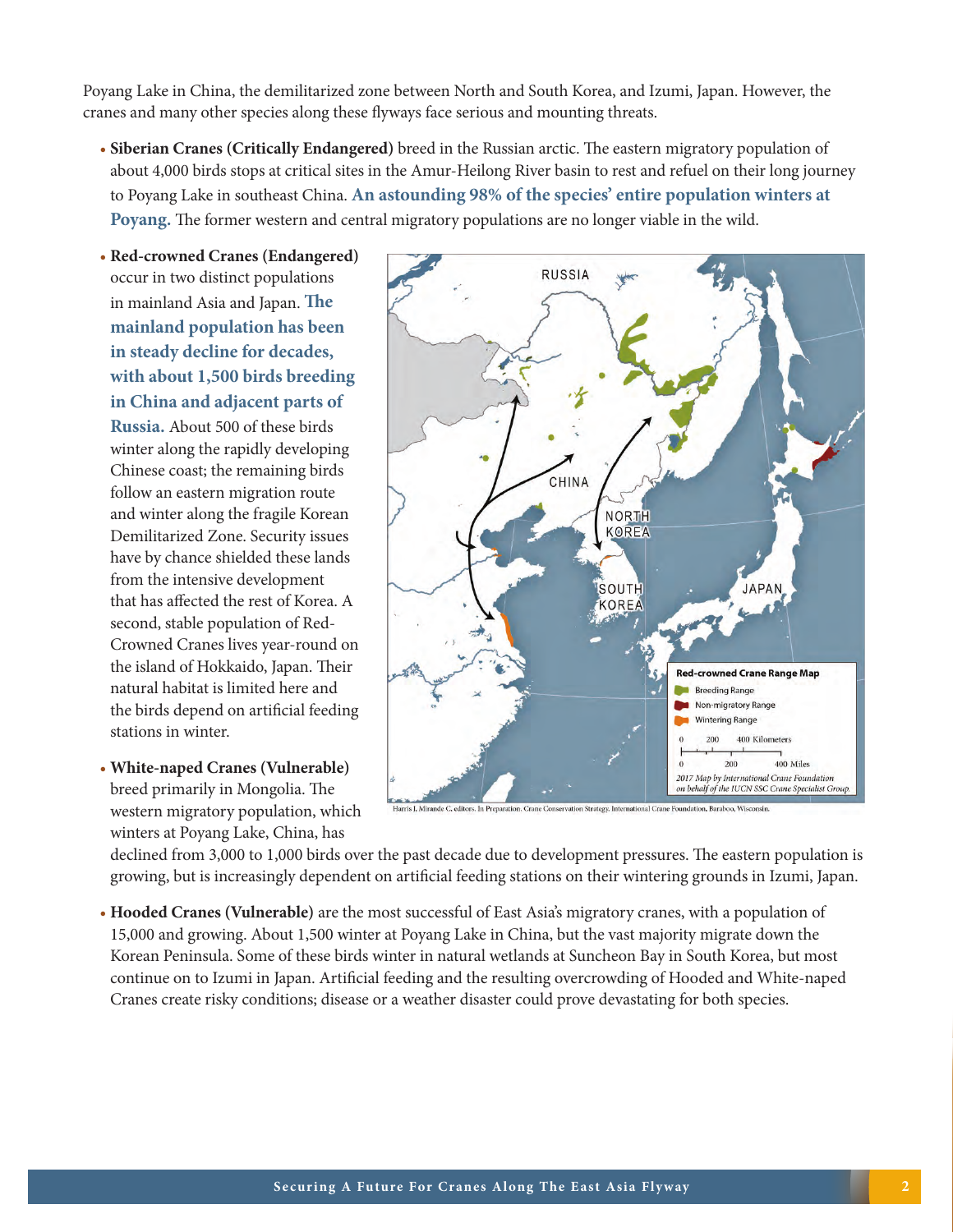Poyang Lake in China, the demilitarized zone between North and South Korea, and Izumi, Japan. However, the cranes and many other species along these flyways face serious and mounting threats.

- **Siberian Cranes (Critically Endangered)** breed in the Russian arctic. The eastern migratory population of about 4,000 birds stops at critical sites in the Amur-Heilong River basin to rest and refuel on their long journey to Poyang Lake in southeast China. **An astounding 98% of the species' entire population winters at Poyang.** The former western and central migratory populations are no longer viable in the wild.

- **Red-crowned Cranes (Endangered)** occur in two distinct populations in mainland Asia and Japan. **The mainland population has been in steady decline for decades, with about 1,500 birds breeding in China and adjacent parts of Russia.** About 500 of these birds winter along the rapidly developing Chinese coast; the remaining birds follow an eastern migration route and winter along the fragile Korean Demilitarized Zone. Security issues have by chance shielded these lands from the intensive development that has affected the rest of Korea. A second, stable population of Red-Crowned Cranes lives year-round on the island of Hokkaido, Japan. Their natural habitat is limited here and the birds depend on artificial feeding stations in winter.

Red-crowned Crane Range Map: Breeding Range; Non-migratory Range; Wintering Range. *2017 Map by International Crane Foundation on behalf of the IUCN SSC Crane Specialist Group.*

Harris J, Mirande C, editors. In Preparation. Crane Conservation Strategy. International Crane Foundation, Baraboo, Wisconsin.

- **White-naped Cranes (Vulnerable)** breed primarily in Mongolia. The western migratory population, which winters at Poyang Lake, China, has declined from 3,000 to 1,000 birds over the past decade due to development pressures. The eastern population is growing, but is increasingly dependent on artificial feeding stations on their wintering grounds in Izumi, Japan.

- **Hooded Cranes (Vulnerable)** are the most successful of East Asia's migratory cranes, with a population of 15,000 and growing. About 1,500 winter at Poyang Lake in China, but the vast majority migrate down the Korean Peninsula. Some of these birds winter in natural wetlands at Suncheon Bay in South Korea, but most continue on to Izumi in Japan. Artificial feeding and the resulting overcrowding of Hooded and White-naped Cranes create risky conditions; disease or a weather disaster could prove devastating for both species.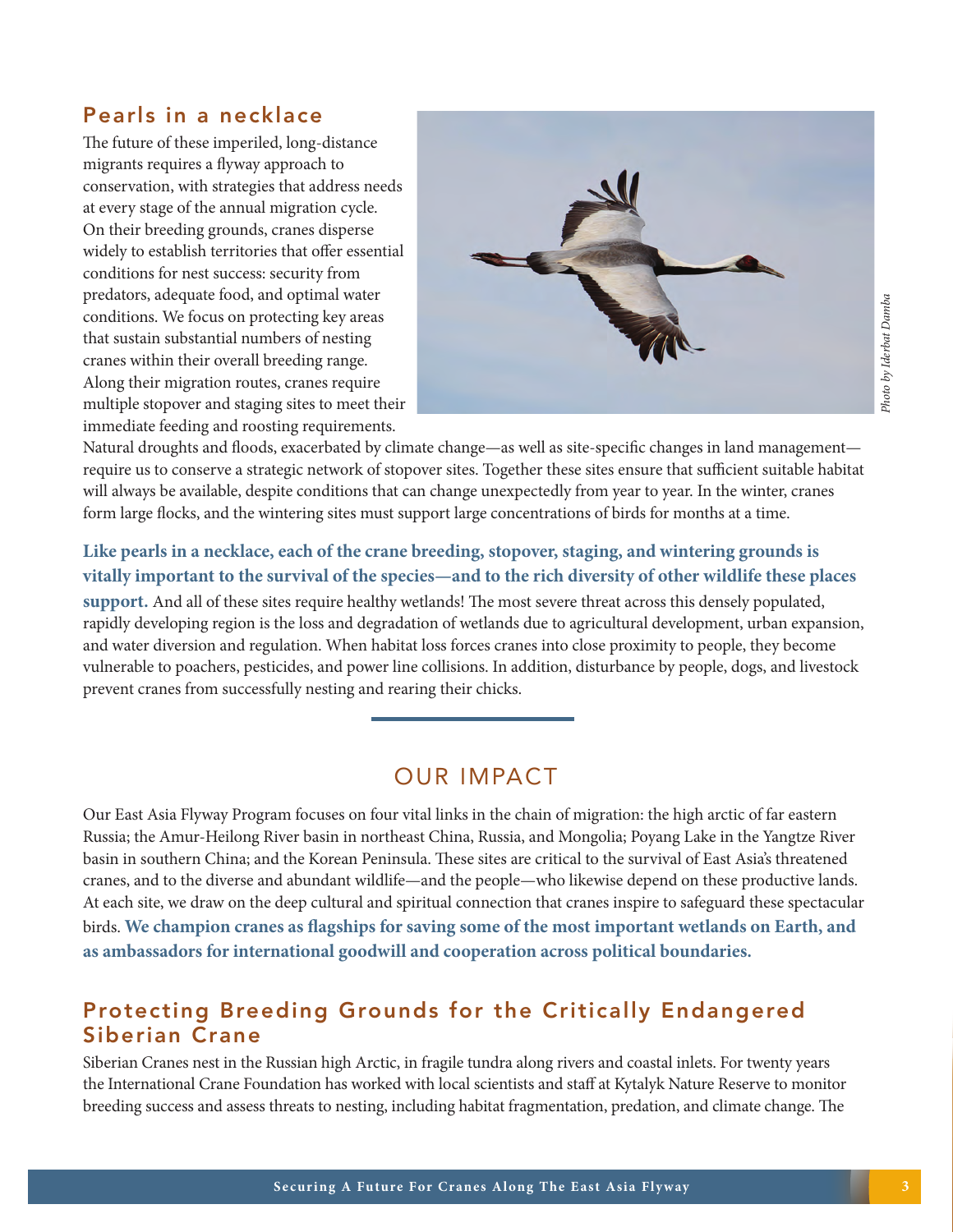## Pearls in a necklace

The future of these imperiled, long-distance migrants requires a flyway approach to conservation, with strategies that address needs at every stage of the annual migration cycle. On their breeding grounds, cranes disperse widely to establish territories that offer essential conditions for nest success: security from predators, adequate food, and optimal water conditions. We focus on protecting key areas that sustain substantial numbers of nesting cranes within their overall breeding range. Along their migration routes, cranes require multiple stopover and staging sites to meet their immediate feeding and roosting requirements. Natural droughts and floods, exacerbated by climate change—as well as site-specific changes in land management—require us to conserve a strategic network of stopover sites. Together these sites ensure that sufficient suitable habitat will always be available, despite conditions that can change unexpectedly from year to year. In the winter, cranes form large flocks, and the wintering sites must support large concentrations of birds for months at a time.

*Photo by Iderbat Damba*

**Like pearls in a necklace, each of the crane breeding, stopover, staging, and wintering grounds is vitally important to the survival of the species—and to the rich diversity of other wildlife these places support.** And all of these sites require healthy wetlands! The most severe threat across this densely populated, rapidly developing region is the loss and degradation of wetlands due to agricultural development, urban expansion, and water diversion and regulation. When habitat loss forces cranes into close proximity to people, they become vulnerable to poachers, pesticides, and power line collisions. In addition, disturbance by people, dogs, and livestock prevent cranes from successfully nesting and rearing their chicks.

# OUR IMPACT

Our East Asia Flyway Program focuses on four vital links in the chain of migration: the high arctic of far eastern Russia; the Amur-Heilong River basin in northeast China, Russia, and Mongolia; Poyang Lake in the Yangtze River basin in southern China; and the Korean Peninsula. These sites are critical to the survival of East Asia's threatened cranes, and to the diverse and abundant wildlife—and the people—who likewise depend on these productive lands. At each site, we draw on the deep cultural and spiritual connection that cranes inspire to safeguard these spectacular birds. **We champion cranes as flagships for saving some of the most important wetlands on Earth, and as ambassadors for international goodwill and cooperation across political boundaries.**

## Protecting Breeding Grounds for the Critically Endangered Siberian Crane

Siberian Cranes nest in the Russian high Arctic, in fragile tundra along rivers and coastal inlets. For twenty years the International Crane Foundation has worked with local scientists and staff at Kytalyk Nature Reserve to monitor breeding success and assess threats to nesting, including habitat fragmentation, predation, and climate change. The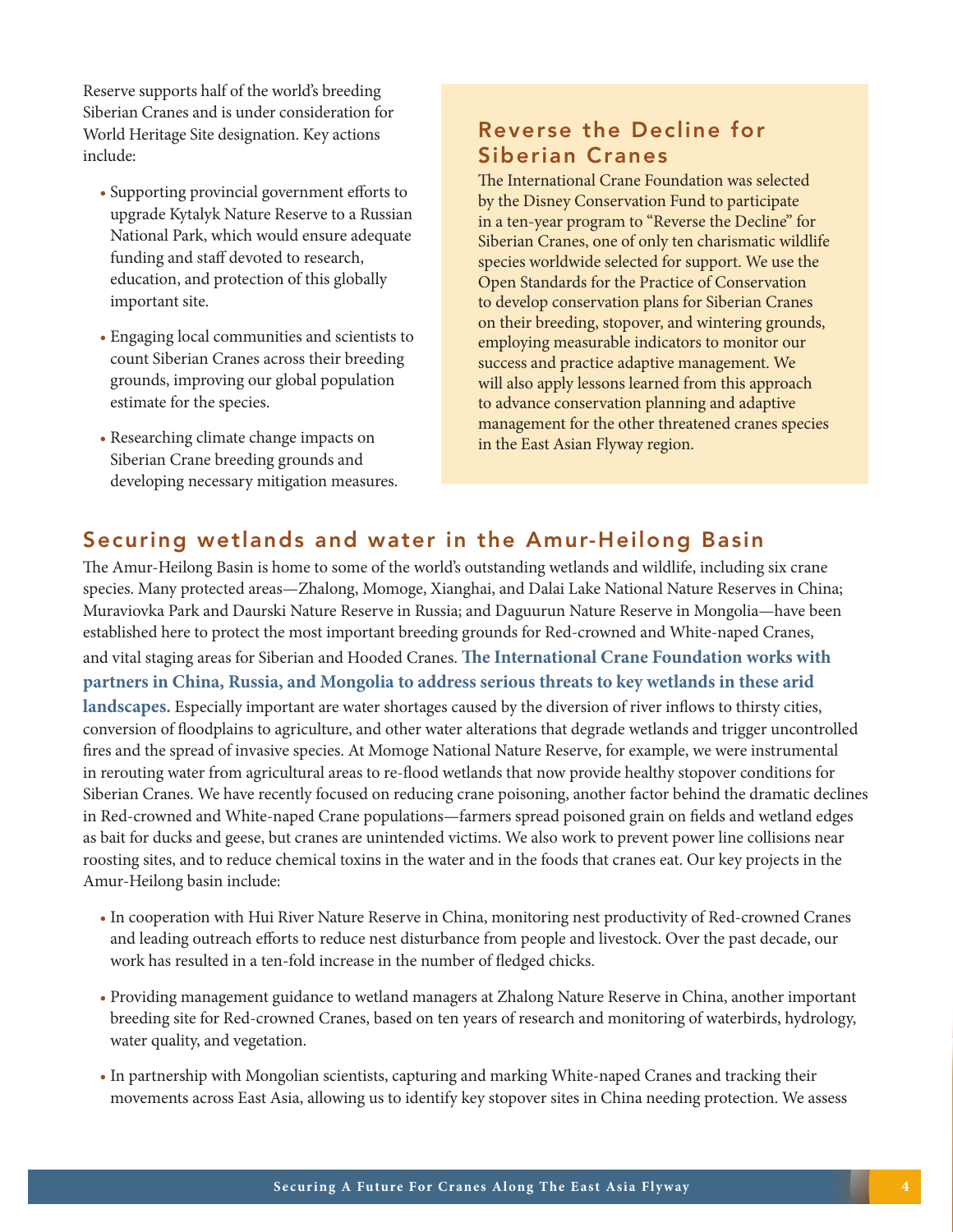Reserve supports half of the world's breeding Siberian Cranes and is under consideration for World Heritage Site designation. Key actions include:

- Supporting provincial government efforts to upgrade Kytalyk Nature Reserve to a Russian National Park, which would ensure adequate funding and staff devoted to research, education, and protection of this globally important site.
- Engaging local communities and scientists to count Siberian Cranes across their breeding grounds, improving our global population estimate for the species.
- Researching climate change impacts on Siberian Crane breeding grounds and developing necessary mitigation measures.

### Reverse the Decline for Siberian Cranes

The International Crane Foundation was selected by the Disney Conservation Fund to participate in a ten-year program to "Reverse the Decline" for Siberian Cranes, one of only ten charismatic wildlife species worldwide selected for support. We use the Open Standards for the Practice of Conservation to develop conservation plans for Siberian Cranes on their breeding, stopover, and wintering grounds, employing measurable indicators to monitor our success and practice adaptive management. We will also apply lessons learned from this approach to advance conservation planning and adaptive management for the other threatened cranes species in the East Asian Flyway region.

## Securing wetlands and water in the Amur-Heilong Basin

The Amur-Heilong Basin is home to some of the world's outstanding wetlands and wildlife, including six crane species. Many protected areas—Zhalong, Momoge, Xianghai, and Dalai Lake National Nature Reserves in China; Muraviovka Park and Daurski Nature Reserve in Russia; and Daguurun Nature Reserve in Mongolia—have been established here to protect the most important breeding grounds for Red-crowned and White-naped Cranes, and vital staging areas for Siberian and Hooded Cranes. **The International Crane Foundation works with partners in China, Russia, and Mongolia to address serious threats to key wetlands in these arid landscapes.** Especially important are water shortages caused by the diversion of river inflows to thirsty cities, conversion of floodplains to agriculture, and other water alterations that degrade wetlands and trigger uncontrolled fires and the spread of invasive species. At Momoge National Nature Reserve, for example, we were instrumental in rerouting water from agricultural areas to re-flood wetlands that now provide healthy stopover conditions for Siberian Cranes. We have recently focused on reducing crane poisoning, another factor behind the dramatic declines in Red-crowned and White-naped Crane populations—farmers spread poisoned grain on fields and wetland edges as bait for ducks and geese, but cranes are unintended victims. We also work to prevent power line collisions near roosting sites, and to reduce chemical toxins in the water and in the foods that cranes eat. Our key projects in the Amur-Heilong basin include:

- In cooperation with Hui River Nature Reserve in China, monitoring nest productivity of Red-crowned Cranes and leading outreach efforts to reduce nest disturbance from people and livestock. Over the past decade, our work has resulted in a ten-fold increase in the number of fledged chicks.
- Providing management guidance to wetland managers at Zhalong Nature Reserve in China, another important breeding site for Red-crowned Cranes, based on ten years of research and monitoring of waterbirds, hydrology, water quality, and vegetation.
- In partnership with Mongolian scientists, capturing and marking White-naped Cranes and tracking their movements across East Asia, allowing us to identify key stopover sites in China needing protection. We assess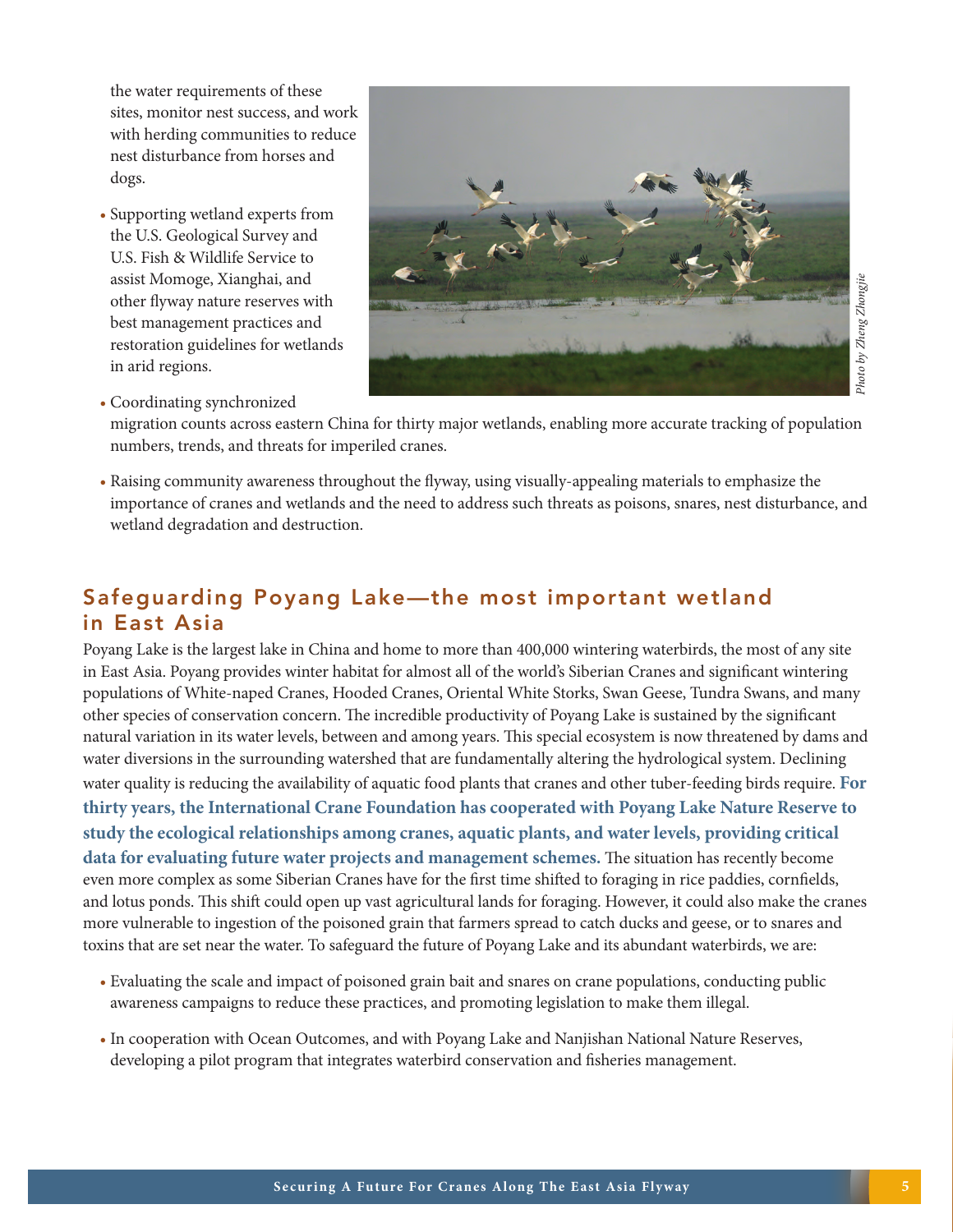the water requirements of these sites, monitor nest success, and work with herding communities to reduce nest disturbance from horses and dogs.

- Supporting wetland experts from the U.S. Geological Survey and U.S. Fish & Wildlife Service to assist Momoge, Xianghai, and other flyway nature reserves with best management practices and restoration guidelines for wetlands in arid regions.
- Coordinating synchronized migration counts across eastern China for thirty major wetlands, enabling more accurate tracking of population numbers, trends, and threats for imperiled cranes.
- Raising community awareness throughout the flyway, using visually-appealing materials to emphasize the importance of cranes and wetlands and the need to address such threats as poisons, snares, nest disturbance, and wetland degradation and destruction.

*Photo by Zheng Zhongjie*

## Safeguarding Poyang Lake—the most important wetland in East Asia

Poyang Lake is the largest lake in China and home to more than 400,000 wintering waterbirds, the most of any site in East Asia. Poyang provides winter habitat for almost all of the world's Siberian Cranes and significant wintering populations of White-naped Cranes, Hooded Cranes, Oriental White Storks, Swan Geese, Tundra Swans, and many other species of conservation concern. The incredible productivity of Poyang Lake is sustained by the significant natural variation in its water levels, between and among years. This special ecosystem is now threatened by dams and water diversions in the surrounding watershed that are fundamentally altering the hydrological system. Declining water quality is reducing the availability of aquatic food plants that cranes and other tuber-feeding birds require. **For thirty years, the International Crane Foundation has cooperated with Poyang Lake Nature Reserve to study the ecological relationships among cranes, aquatic plants, and water levels, providing critical data for evaluating future water projects and management schemes.** The situation has recently become even more complex as some Siberian Cranes have for the first time shifted to foraging in rice paddies, cornfields, and lotus ponds. This shift could open up vast agricultural lands for foraging. However, it could also make the cranes more vulnerable to ingestion of the poisoned grain that farmers spread to catch ducks and geese, or to snares and toxins that are set near the water. To safeguard the future of Poyang Lake and its abundant waterbirds, we are:

- Evaluating the scale and impact of poisoned grain bait and snares on crane populations, conducting public awareness campaigns to reduce these practices, and promoting legislation to make them illegal.
- In cooperation with Ocean Outcomes, and with Poyang Lake and Nanjishan National Nature Reserves, developing a pilot program that integrates waterbird conservation and fisheries management.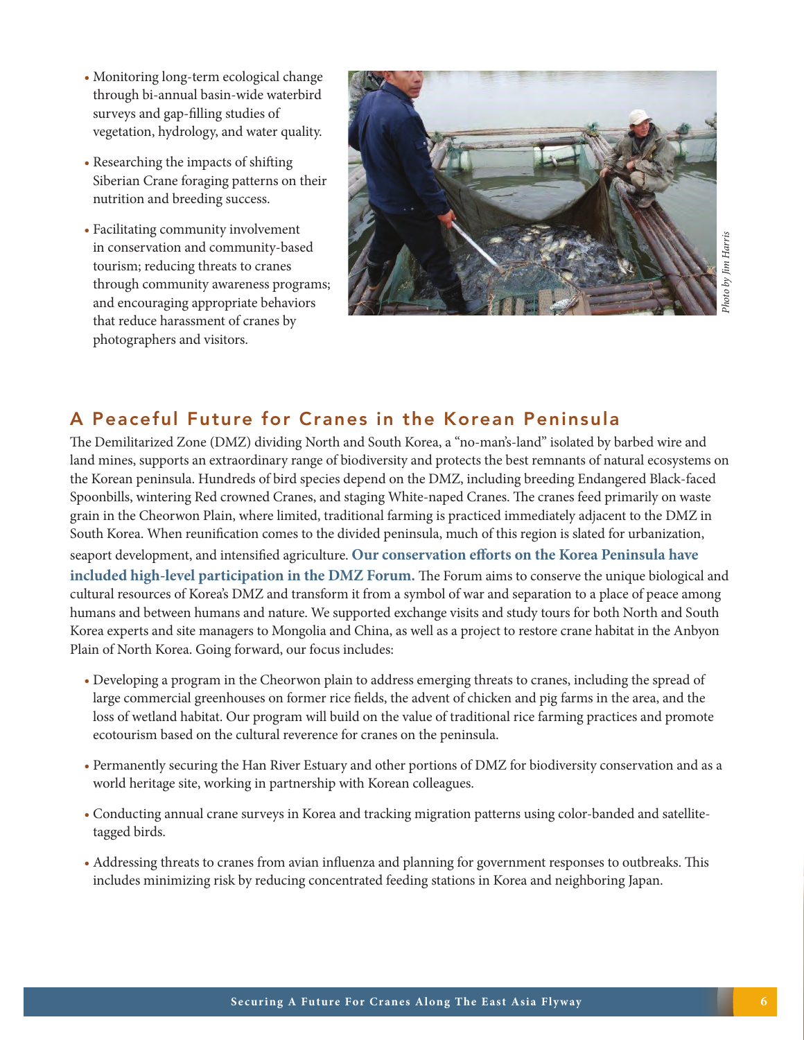- Monitoring long-term ecological change through bi-annual basin-wide waterbird surveys and gap-filling studies of vegetation, hydrology, and water quality.
- Researching the impacts of shifting Siberian Crane foraging patterns on their nutrition and breeding success.
- Facilitating community involvement in conservation and community-based tourism; reducing threats to cranes through community awareness programs; and encouraging appropriate behaviors that reduce harassment of cranes by photographers and visitors.

*Photo by Jim Harris*

## A Peaceful Future for Cranes in the Korean Peninsula

The Demilitarized Zone (DMZ) dividing North and South Korea, a "no-man's-land" isolated by barbed wire and land mines, supports an extraordinary range of biodiversity and protects the best remnants of natural ecosystems on the Korean peninsula. Hundreds of bird species depend on the DMZ, including breeding Endangered Black-faced Spoonbills, wintering Red crowned Cranes, and staging White-naped Cranes. The cranes feed primarily on waste grain in the Cheorwon Plain, where limited, traditional farming is practiced immediately adjacent to the DMZ in South Korea. When reunification comes to the divided peninsula, much of this region is slated for urbanization, seaport development, and intensified agriculture. **Our conservation efforts on the Korea Peninsula have included high-level participation in the DMZ Forum.** The Forum aims to conserve the unique biological and cultural resources of Korea's DMZ and transform it from a symbol of war and separation to a place of peace among humans and between humans and nature. We supported exchange visits and study tours for both North and South Korea experts and site managers to Mongolia and China, as well as a project to restore crane habitat in the Anbyon Plain of North Korea. Going forward, our focus includes:

- Developing a program in the Cheorwon plain to address emerging threats to cranes, including the spread of large commercial greenhouses on former rice fields, the advent of chicken and pig farms in the area, and the loss of wetland habitat. Our program will build on the value of traditional rice farming practices and promote ecotourism based on the cultural reverence for cranes on the peninsula.
- Permanently securing the Han River Estuary and other portions of DMZ for biodiversity conservation and as a world heritage site, working in partnership with Korean colleagues.
- Conducting annual crane surveys in Korea and tracking migration patterns using color-banded and satellite-tagged birds.
- Addressing threats to cranes from avian influenza and planning for government responses to outbreaks. This includes minimizing risk by reducing concentrated feeding stations in Korea and neighboring Japan.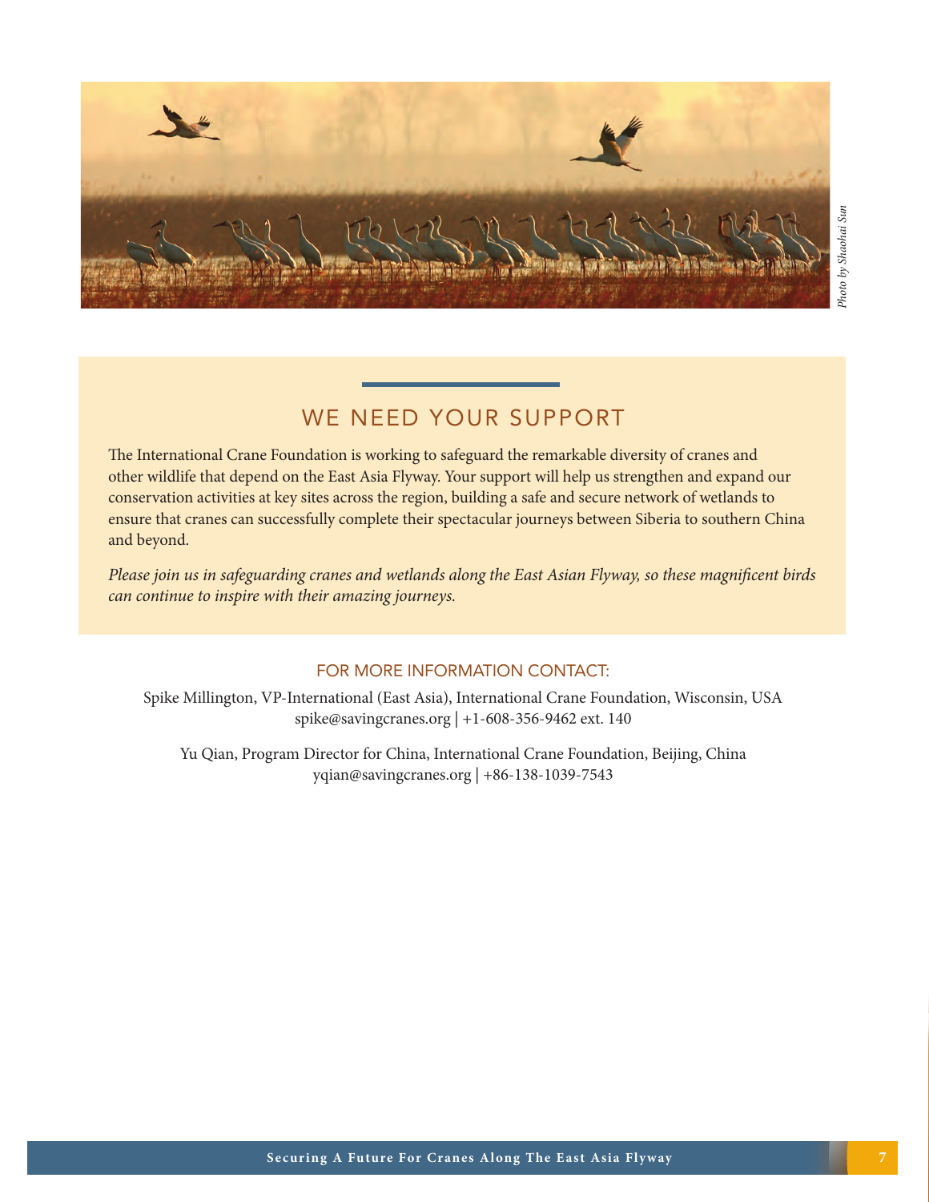Photo by Shaohai Sun

## WE NEED YOUR SUPPORT

The International Crane Foundation is working to safeguard the remarkable diversity of cranes and other wildlife that depend on the East Asia Flyway. Your support will help us strengthen and expand our conservation activities at key sites across the region, building a safe and secure network of wetlands to ensure that cranes can successfully complete their spectacular journeys between Siberia to southern China and beyond.

*Please join us in safeguarding cranes and wetlands along the East Asian Flyway, so these magnificent birds can continue to inspire with their amazing journeys.*

### FOR MORE INFORMATION CONTACT:

Spike Millington, VP-International (East Asia), International Crane Foundation, Wisconsin, USA
spike@savingcranes.org | +1-608-356-9462 ext. 140

Yu Qian, Program Director for China, International Crane Foundation, Beijing, China
yqian@savingcranes.org | +86-138-1039-7543